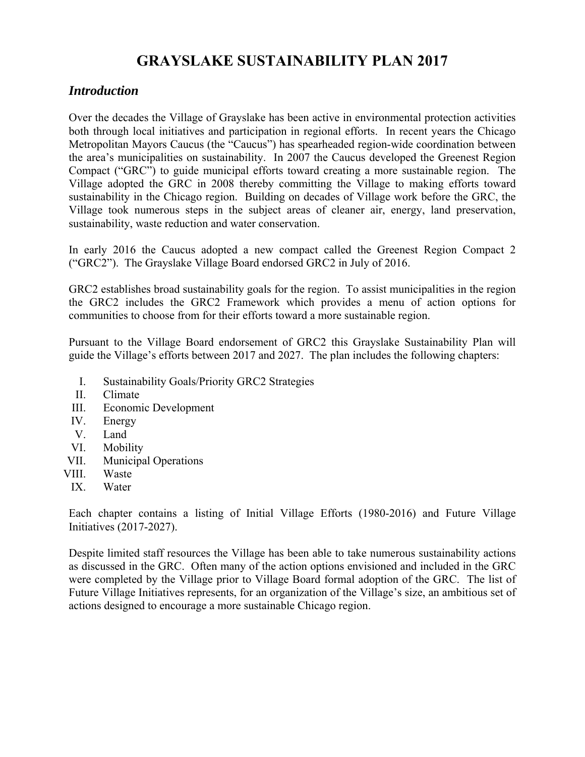# GRAYSLAKE SUSTAINABILITY PLAN 2017

## *Introduction*

Over the decades the Village of Grayslake has been active in environmental protection activities both through local initiatives and participation in regional efforts. In recent years the Chicago Metropolitan Mayors Caucus (the "Caucus") has spearheaded region-wide coordination between the area's municipalities on sustainability. In 2007 the Caucus developed the Greenest Region Compact ("GRC") to guide municipal efforts toward creating a more sustainable region. The Village adopted the GRC in 2008 thereby committing the Village to making efforts toward sustainability in the Chicago region. Building on decades of Village work before the GRC, the Village took numerous steps in the subject areas of cleaner air, energy, land preservation, sustainability, waste reduction and water conservation.

In early 2016 the Caucus adopted a new compact called the Greenest Region Compact 2 ("GRC2"). The Grayslake Village Board endorsed GRC2 in July of 2016.

GRC2 establishes broad sustainability goals for the region. To assist municipalities in the region the GRC2 includes the GRC2 Framework which provides a menu of action options for communities to choose from for their efforts toward a more sustainable region.

Pursuant to the Village Board endorsement of GRC2 this Grayslake Sustainability Plan will guide the Village's efforts between 2017 and 2027. The plan includes the following chapters:

- I. Sustainability Goals/Priority GRC2 Strategies
- II. Climate
- III. Economic Development
- IV. Energy
- V. Land
- VI. Mobility
- VII. Municipal Operations
- VIII. Waste
- IX. Water

Each chapter contains a listing of Initial Village Efforts (1980-2016) and Future Village Initiatives (2017-2027).

Despite limited staff resources the Village has been able to take numerous sustainability actions as discussed in the GRC. Often many of the action options envisioned and included in the GRC were completed by the Village prior to Village Board formal adoption of the GRC. The list of Future Village Initiatives represents, for an organization of the Village's size, an ambitious set of actions designed to encourage a more sustainable Chicago region.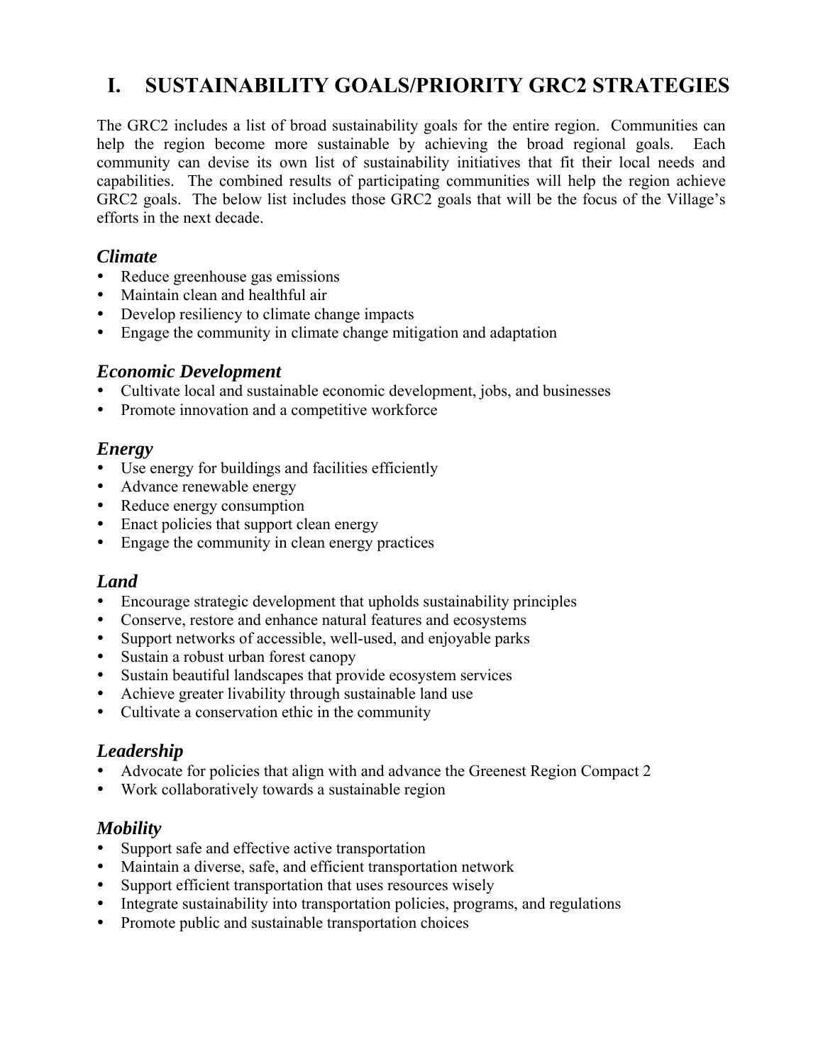# I. SUSTAINABILITY GOALS/PRIORITY GRC2 STRATEGIES

The GRC2 includes a list of broad sustainability goals for the entire region. Communities can help the region become more sustainable by achieving the broad regional goals. Each community can devise its own list of sustainability initiatives that fit their local needs and capabilities. The combined results of participating communities will help the region achieve GRC2 goals. The below list includes those GRC2 goals that will be the focus of the Village's efforts in the next decade.

## *Climate*

- Reduce greenhouse gas emissions
- Maintain clean and healthful air
- Develop resiliency to climate change impacts
- Engage the community in climate change mitigation and adaptation

## *Economic Development*

- Cultivate local and sustainable economic development, jobs, and businesses
- Promote innovation and a competitive workforce

## *Energy*

- Use energy for buildings and facilities efficiently
- Advance renewable energy
- Reduce energy consumption
- Enact policies that support clean energy
- Engage the community in clean energy practices

## *Land*

- Encourage strategic development that upholds sustainability principles
- Conserve, restore and enhance natural features and ecosystems
- Support networks of accessible, well-used, and enjoyable parks
- Sustain a robust urban forest canopy
- Sustain beautiful landscapes that provide ecosystem services
- Achieve greater livability through sustainable land use
- Cultivate a conservation ethic in the community

## *Leadership*

- Advocate for policies that align with and advance the Greenest Region Compact 2
- Work collaboratively towards a sustainable region

## *Mobility*

- Support safe and effective active transportation
- Maintain a diverse, safe, and efficient transportation network
- Support efficient transportation that uses resources wisely
- Integrate sustainability into transportation policies, programs, and regulations
- Promote public and sustainable transportation choices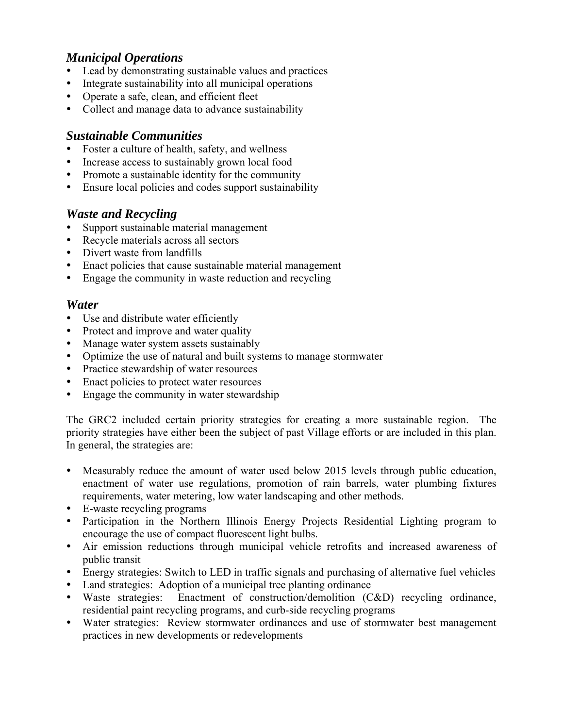### *Municipal Operations*

- Lead by demonstrating sustainable values and practices
- Integrate sustainability into all municipal operations
- Operate a safe, clean, and efficient fleet
- Collect and manage data to advance sustainability

### *Sustainable Communities*

- Foster a culture of health, safety, and wellness
- Increase access to sustainably grown local food
- Promote a sustainable identity for the community
- Ensure local policies and codes support sustainability

### *Waste and Recycling*

- Support sustainable material management
- Recycle materials across all sectors
- Divert waste from landfills
- Enact policies that cause sustainable material management
- Engage the community in waste reduction and recycling

### *Water*

- Use and distribute water efficiently
- Protect and improve and water quality
- Manage water system assets sustainably
- Optimize the use of natural and built systems to manage stormwater
- Practice stewardship of water resources
- Enact policies to protect water resources
- Engage the community in water stewardship

The GRC2 included certain priority strategies for creating a more sustainable region. The priority strategies have either been the subject of past Village efforts or are included in this plan. In general, the strategies are:

- Measurably reduce the amount of water used below 2015 levels through public education, enactment of water use regulations, promotion of rain barrels, water plumbing fixtures requirements, water metering, low water landscaping and other methods.
- E-waste recycling programs
- Participation in the Northern Illinois Energy Projects Residential Lighting program to encourage the use of compact fluorescent light bulbs.
- Air emission reductions through municipal vehicle retrofits and increased awareness of public transit
- Energy strategies: Switch to LED in traffic signals and purchasing of alternative fuel vehicles
- Land strategies: Adoption of a municipal tree planting ordinance
- Waste strategies: Enactment of construction/demolition (C&D) recycling ordinance, residential paint recycling programs, and curb-side recycling programs
- Water strategies: Review stormwater ordinances and use of stormwater best management practices in new developments or redevelopments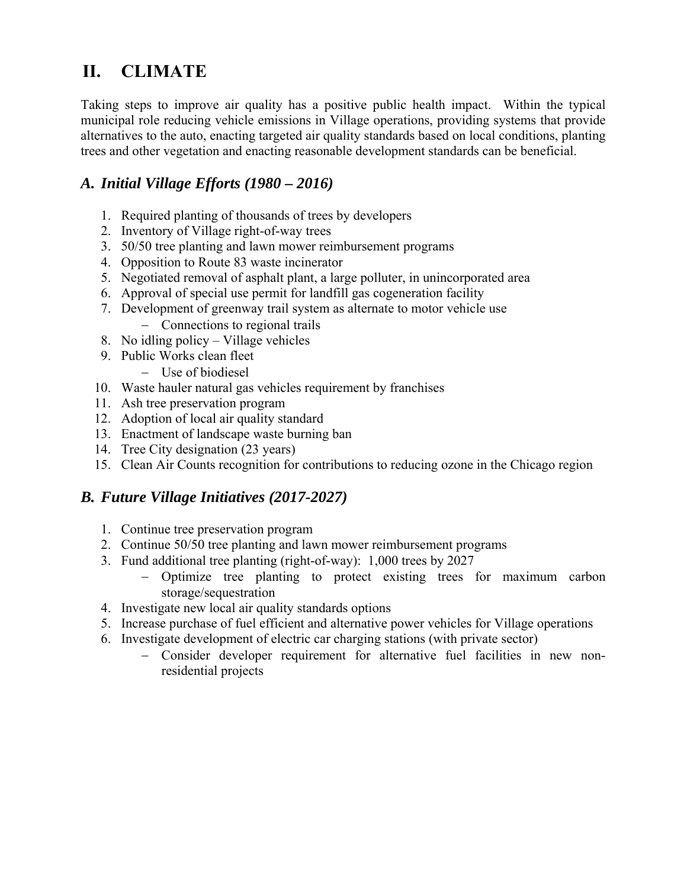# II. CLIMATE

Taking steps to improve air quality has a positive public health impact. Within the typical municipal role reducing vehicle emissions in Village operations, providing systems that provide alternatives to the auto, enacting targeted air quality standards based on local conditions, planting trees and other vegetation and enacting reasonable development standards can be beneficial.

## *A. Initial Village Efforts (1980 – 2016)*

1. Required planting of thousands of trees by developers
2. Inventory of Village right-of-way trees
3. 50/50 tree planting and lawn mower reimbursement programs
4. Opposition to Route 83 waste incinerator
5. Negotiated removal of asphalt plant, a large polluter, in unincorporated area
6. Approval of special use permit for landfill gas cogeneration facility
7. Development of greenway trail system as alternate to motor vehicle use
   - Connections to regional trails
8. No idling policy – Village vehicles
9. Public Works clean fleet
   - Use of biodiesel
10. Waste hauler natural gas vehicles requirement by franchises
11. Ash tree preservation program
12. Adoption of local air quality standard
13. Enactment of landscape waste burning ban
14. Tree City designation (23 years)
15. Clean Air Counts recognition for contributions to reducing ozone in the Chicago region

## *B. Future Village Initiatives (2017-2027)*

1. Continue tree preservation program
2. Continue 50/50 tree planting and lawn mower reimbursement programs
3. Fund additional tree planting (right-of-way): 1,000 trees by 2027
   - Optimize tree planting to protect existing trees for maximum carbon storage/sequestration
4. Investigate new local air quality standards options
5. Increase purchase of fuel efficient and alternative power vehicles for Village operations
6. Investigate development of electric car charging stations (with private sector)
   - Consider developer requirement for alternative fuel facilities in new non-residential projects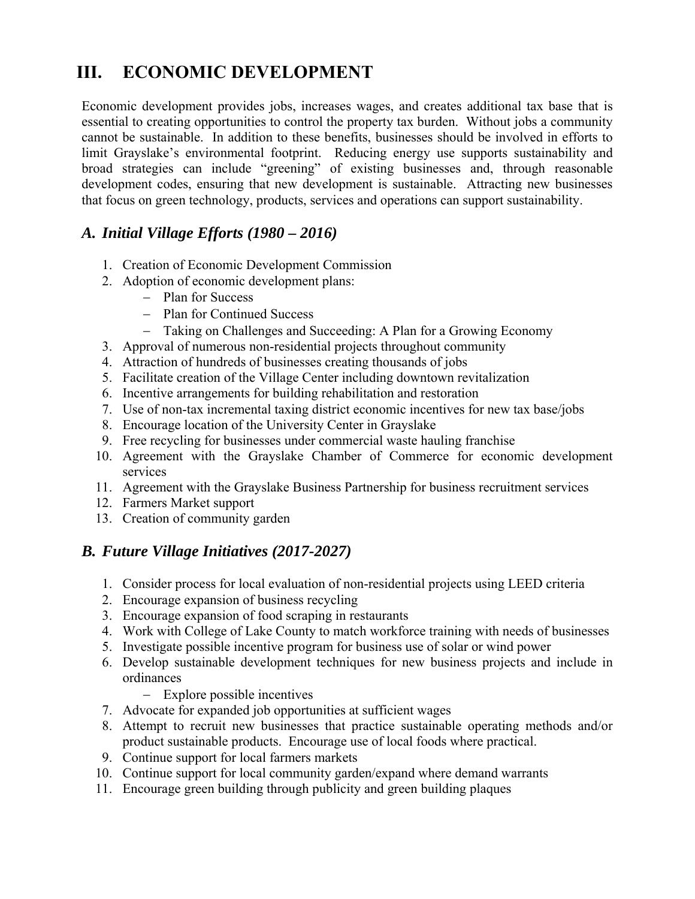# III. ECONOMIC DEVELOPMENT

Economic development provides jobs, increases wages, and creates additional tax base that is essential to creating opportunities to control the property tax burden. Without jobs a community cannot be sustainable. In addition to these benefits, businesses should be involved in efforts to limit Grayslake's environmental footprint. Reducing energy use supports sustainability and broad strategies can include "greening" of existing businesses and, through reasonable development codes, ensuring that new development is sustainable. Attracting new businesses that focus on green technology, products, services and operations can support sustainability.

## *A. Initial Village Efforts (1980 – 2016)*

1. Creation of Economic Development Commission
2. Adoption of economic development plans:
   - Plan for Success
   - Plan for Continued Success
   - Taking on Challenges and Succeeding: A Plan for a Growing Economy
3. Approval of numerous non-residential projects throughout community
4. Attraction of hundreds of businesses creating thousands of jobs
5. Facilitate creation of the Village Center including downtown revitalization
6. Incentive arrangements for building rehabilitation and restoration
7. Use of non-tax incremental taxing district economic incentives for new tax base/jobs
8. Encourage location of the University Center in Grayslake
9. Free recycling for businesses under commercial waste hauling franchise
10. Agreement with the Grayslake Chamber of Commerce for economic development services
11. Agreement with the Grayslake Business Partnership for business recruitment services
12. Farmers Market support
13. Creation of community garden

## *B. Future Village Initiatives (2017-2027)*

1. Consider process for local evaluation of non-residential projects using LEED criteria
2. Encourage expansion of business recycling
3. Encourage expansion of food scraping in restaurants
4. Work with College of Lake County to match workforce training with needs of businesses
5. Investigate possible incentive program for business use of solar or wind power
6. Develop sustainable development techniques for new business projects and include in ordinances
   - Explore possible incentives
7. Advocate for expanded job opportunities at sufficient wages
8. Attempt to recruit new businesses that practice sustainable operating methods and/or product sustainable products. Encourage use of local foods where practical.
9. Continue support for local farmers markets
10. Continue support for local community garden/expand where demand warrants
11. Encourage green building through publicity and green building plaques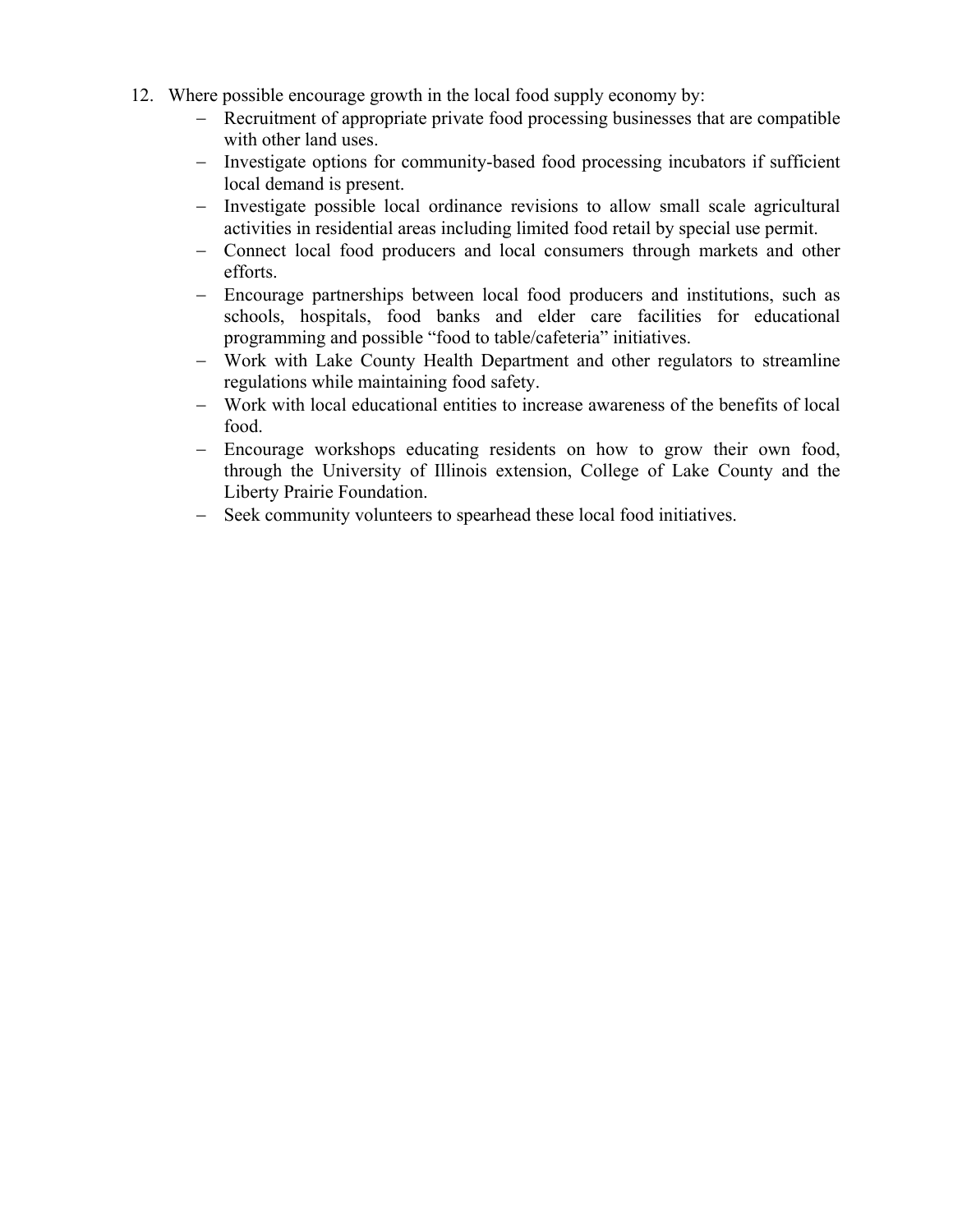12. Where possible encourage growth in the local food supply economy by:
    - Recruitment of appropriate private food processing businesses that are compatible with other land uses.
    - Investigate options for community-based food processing incubators if sufficient local demand is present.
    - Investigate possible local ordinance revisions to allow small scale agricultural activities in residential areas including limited food retail by special use permit.
    - Connect local food producers and local consumers through markets and other efforts.
    - Encourage partnerships between local food producers and institutions, such as schools, hospitals, food banks and elder care facilities for educational programming and possible "food to table/cafeteria" initiatives.
    - Work with Lake County Health Department and other regulators to streamline regulations while maintaining food safety.
    - Work with local educational entities to increase awareness of the benefits of local food.
    - Encourage workshops educating residents on how to grow their own food, through the University of Illinois extension, College of Lake County and the Liberty Prairie Foundation.
    - Seek community volunteers to spearhead these local food initiatives.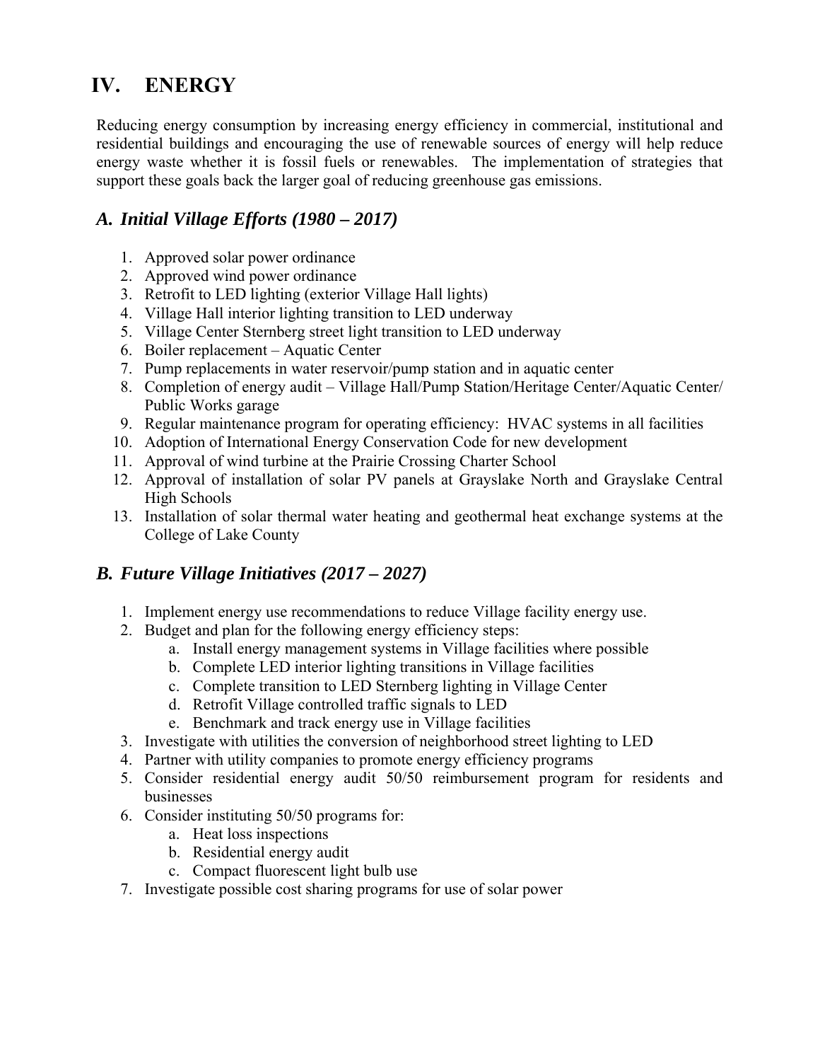# IV. ENERGY

Reducing energy consumption by increasing energy efficiency in commercial, institutional and residential buildings and encouraging the use of renewable sources of energy will help reduce energy waste whether it is fossil fuels or renewables. The implementation of strategies that support these goals back the larger goal of reducing greenhouse gas emissions.

## *A. Initial Village Efforts (1980 – 2017)*

1. Approved solar power ordinance
2. Approved wind power ordinance
3. Retrofit to LED lighting (exterior Village Hall lights)
4. Village Hall interior lighting transition to LED underway
5. Village Center Sternberg street light transition to LED underway
6. Boiler replacement – Aquatic Center
7. Pump replacements in water reservoir/pump station and in aquatic center
8. Completion of energy audit – Village Hall/Pump Station/Heritage Center/Aquatic Center/ Public Works garage
9. Regular maintenance program for operating efficiency: HVAC systems in all facilities
10. Adoption of International Energy Conservation Code for new development
11. Approval of wind turbine at the Prairie Crossing Charter School
12. Approval of installation of solar PV panels at Grayslake North and Grayslake Central High Schools
13. Installation of solar thermal water heating and geothermal heat exchange systems at the College of Lake County

## *B. Future Village Initiatives (2017 – 2027)*

1. Implement energy use recommendations to reduce Village facility energy use.
2. Budget and plan for the following energy efficiency steps:
    a. Install energy management systems in Village facilities where possible
    b. Complete LED interior lighting transitions in Village facilities
    c. Complete transition to LED Sternberg lighting in Village Center
    d. Retrofit Village controlled traffic signals to LED
    e. Benchmark and track energy use in Village facilities
3. Investigate with utilities the conversion of neighborhood street lighting to LED
4. Partner with utility companies to promote energy efficiency programs
5. Consider residential energy audit 50/50 reimbursement program for residents and businesses
6. Consider instituting 50/50 programs for:
    a. Heat loss inspections
    b. Residential energy audit
    c. Compact fluorescent light bulb use
7. Investigate possible cost sharing programs for use of solar power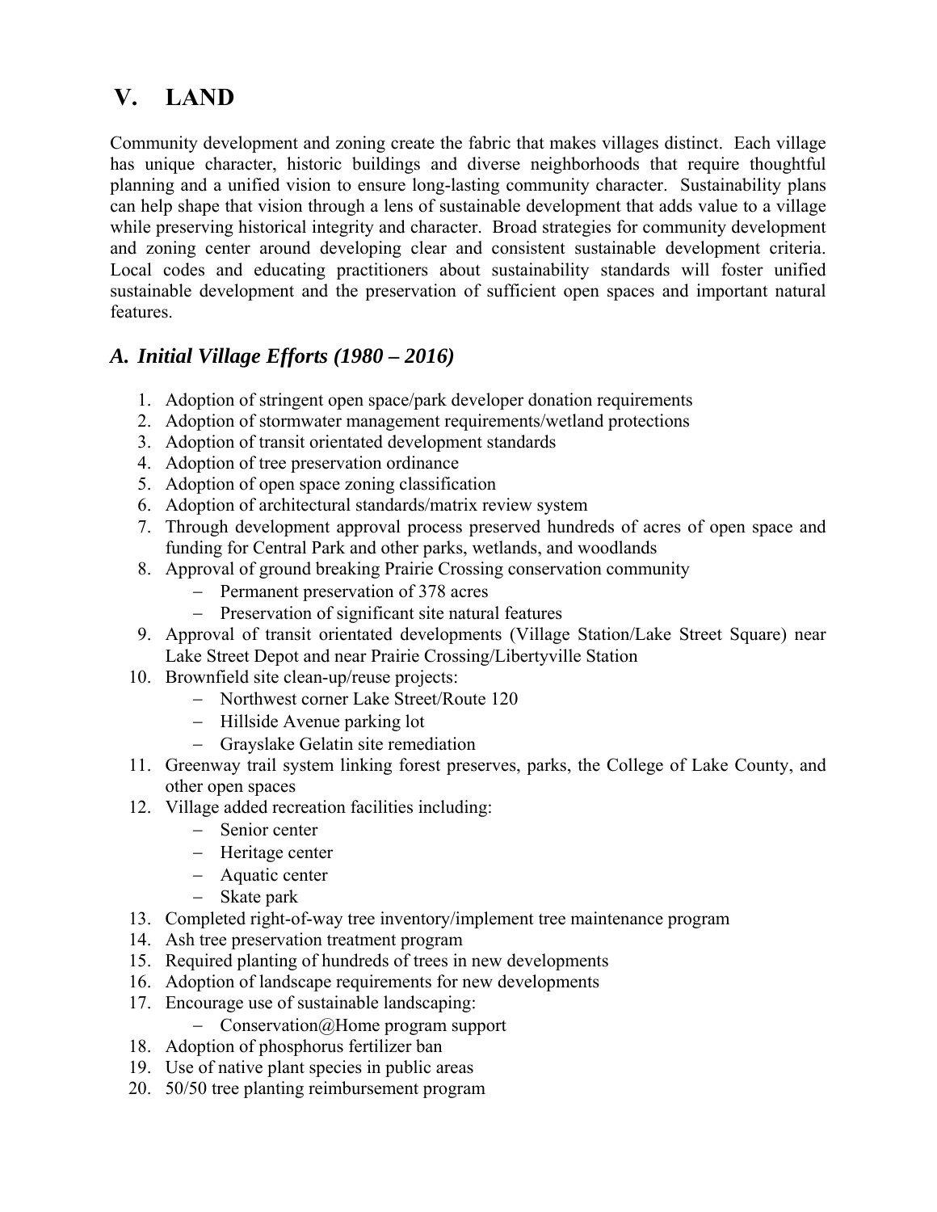# V. LAND

Community development and zoning create the fabric that makes villages distinct. Each village has unique character, historic buildings and diverse neighborhoods that require thoughtful planning and a unified vision to ensure long-lasting community character. Sustainability plans can help shape that vision through a lens of sustainable development that adds value to a village while preserving historical integrity and character. Broad strategies for community development and zoning center around developing clear and consistent sustainable development criteria. Local codes and educating practitioners about sustainability standards will foster unified sustainable development and the preservation of sufficient open spaces and important natural features.

## *A. Initial Village Efforts (1980 – 2016)*

1. Adoption of stringent open space/park developer donation requirements
2. Adoption of stormwater management requirements/wetland protections
3. Adoption of transit orientated development standards
4. Adoption of tree preservation ordinance
5. Adoption of open space zoning classification
6. Adoption of architectural standards/matrix review system
7. Through development approval process preserved hundreds of acres of open space and funding for Central Park and other parks, wetlands, and woodlands
8. Approval of ground breaking Prairie Crossing conservation community
   - Permanent preservation of 378 acres
   - Preservation of significant site natural features
9. Approval of transit orientated developments (Village Station/Lake Street Square) near Lake Street Depot and near Prairie Crossing/Libertyville Station
10. Brownfield site clean-up/reuse projects:
    - Northwest corner Lake Street/Route 120
    - Hillside Avenue parking lot
    - Grayslake Gelatin site remediation
11. Greenway trail system linking forest preserves, parks, the College of Lake County, and other open spaces
12. Village added recreation facilities including:
    - Senior center
    - Heritage center
    - Aquatic center
    - Skate park
13. Completed right-of-way tree inventory/implement tree maintenance program
14. Ash tree preservation treatment program
15. Required planting of hundreds of trees in new developments
16. Adoption of landscape requirements for new developments
17. Encourage use of sustainable landscaping:
    - Conservation@Home program support
18. Adoption of phosphorus fertilizer ban
19. Use of native plant species in public areas
20. 50/50 tree planting reimbursement program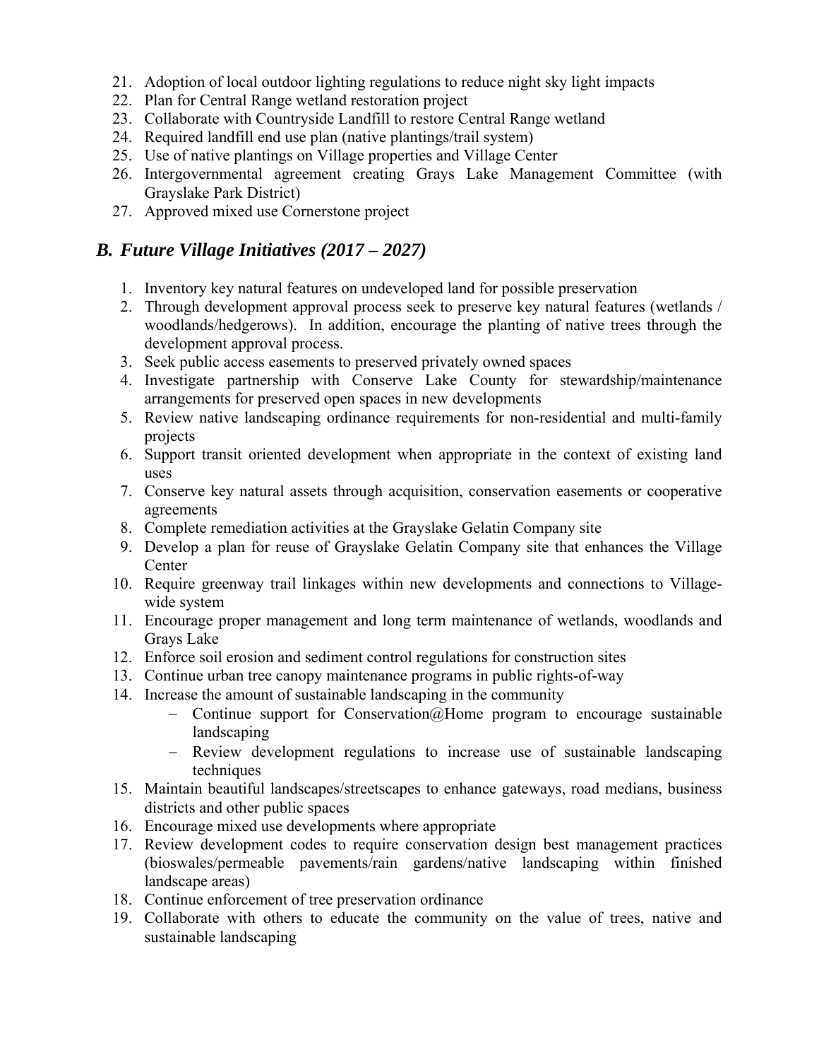21. Adoption of local outdoor lighting regulations to reduce night sky light impacts
22. Plan for Central Range wetland restoration project
23. Collaborate with Countryside Landfill to restore Central Range wetland
24. Required landfill end use plan (native plantings/trail system)
25. Use of native plantings on Village properties and Village Center
26. Intergovernmental agreement creating Grays Lake Management Committee (with Grayslake Park District)
27. Approved mixed use Cornerstone project

## *B. Future Village Initiatives (2017 – 2027)*

1. Inventory key natural features on undeveloped land for possible preservation
2. Through development approval process seek to preserve key natural features (wetlands / woodlands/hedgerows). In addition, encourage the planting of native trees through the development approval process.
3. Seek public access easements to preserved privately owned spaces
4. Investigate partnership with Conserve Lake County for stewardship/maintenance arrangements for preserved open spaces in new developments
5. Review native landscaping ordinance requirements for non-residential and multi-family projects
6. Support transit oriented development when appropriate in the context of existing land uses
7. Conserve key natural assets through acquisition, conservation easements or cooperative agreements
8. Complete remediation activities at the Grayslake Gelatin Company site
9. Develop a plan for reuse of Grayslake Gelatin Company site that enhances the Village Center
10. Require greenway trail linkages within new developments and connections to Village-wide system
11. Encourage proper management and long term maintenance of wetlands, woodlands and Grays Lake
12. Enforce soil erosion and sediment control regulations for construction sites
13. Continue urban tree canopy maintenance programs in public rights-of-way
14. Increase the amount of sustainable landscaping in the community
    - Continue support for Conservation@Home program to encourage sustainable landscaping
    - Review development regulations to increase use of sustainable landscaping techniques
15. Maintain beautiful landscapes/streetscapes to enhance gateways, road medians, business districts and other public spaces
16. Encourage mixed use developments where appropriate
17. Review development codes to require conservation design best management practices (bioswales/permeable pavements/rain gardens/native landscaping within finished landscape areas)
18. Continue enforcement of tree preservation ordinance
19. Collaborate with others to educate the community on the value of trees, native and sustainable landscaping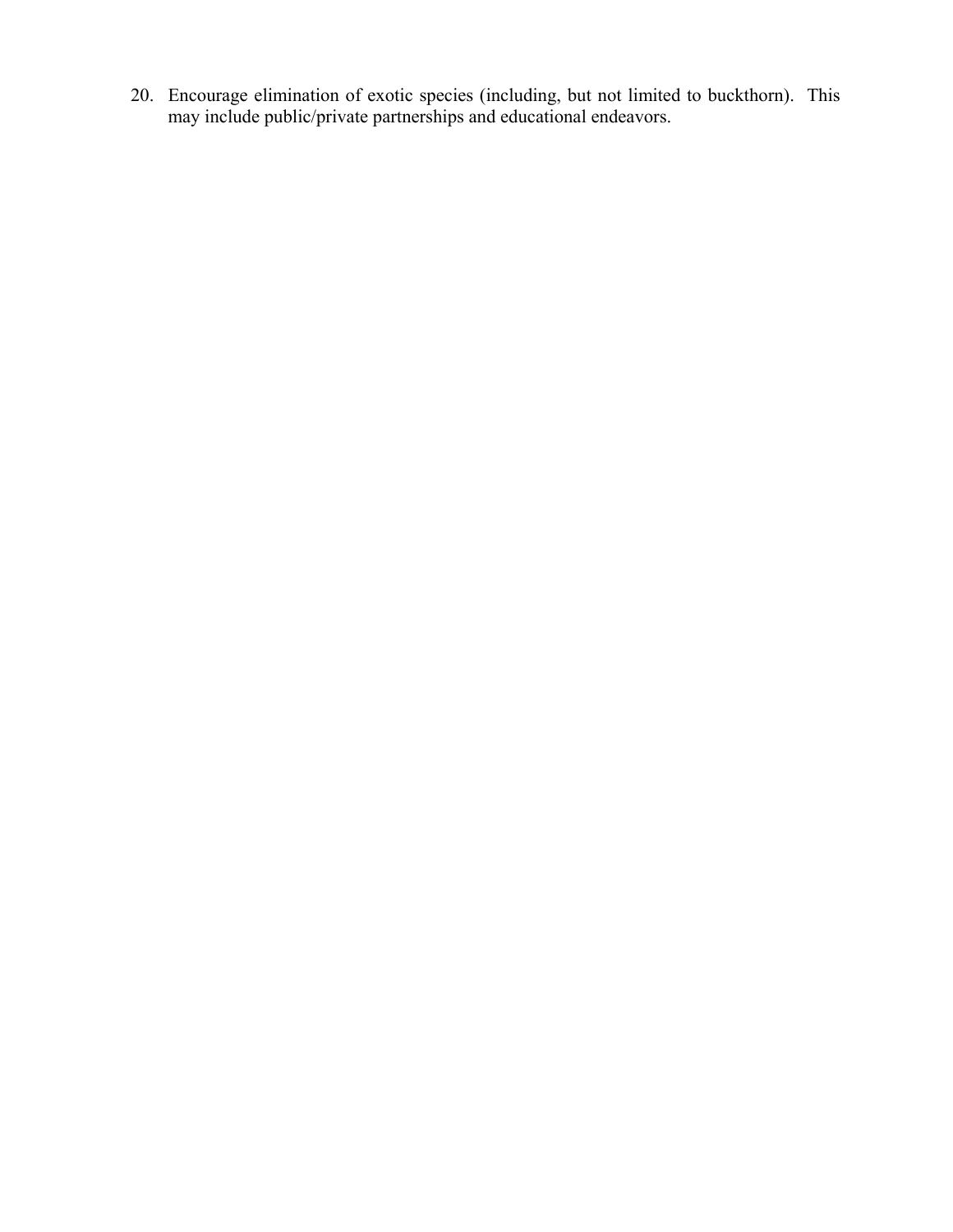20. Encourage elimination of exotic species (including, but not limited to buckthorn). This may include public/private partnerships and educational endeavors.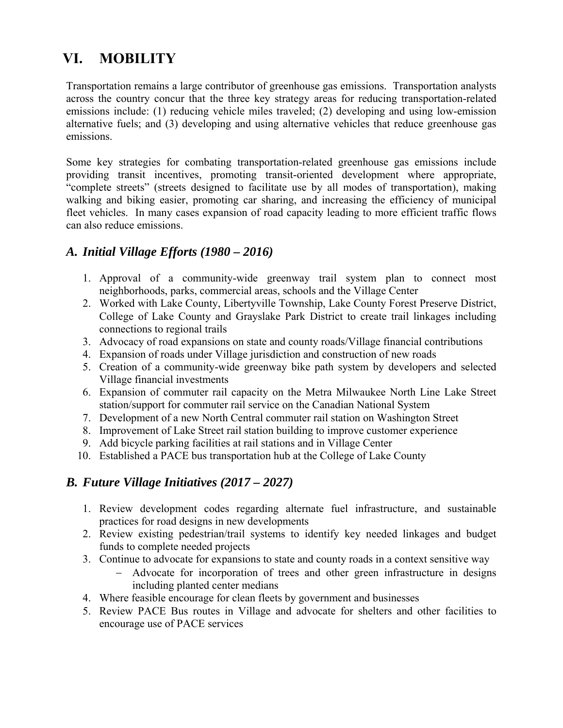# VI. MOBILITY

Transportation remains a large contributor of greenhouse gas emissions. Transportation analysts across the country concur that the three key strategy areas for reducing transportation-related emissions include: (1) reducing vehicle miles traveled; (2) developing and using low-emission alternative fuels; and (3) developing and using alternative vehicles that reduce greenhouse gas emissions.

Some key strategies for combating transportation-related greenhouse gas emissions include providing transit incentives, promoting transit-oriented development where appropriate, "complete streets" (streets designed to facilitate use by all modes of transportation), making walking and biking easier, promoting car sharing, and increasing the efficiency of municipal fleet vehicles. In many cases expansion of road capacity leading to more efficient traffic flows can also reduce emissions.

## *A. Initial Village Efforts (1980 – 2016)*

1. Approval of a community-wide greenway trail system plan to connect most neighborhoods, parks, commercial areas, schools and the Village Center
2. Worked with Lake County, Libertyville Township, Lake County Forest Preserve District, College of Lake County and Grayslake Park District to create trail linkages including connections to regional trails
3. Advocacy of road expansions on state and county roads/Village financial contributions
4. Expansion of roads under Village jurisdiction and construction of new roads
5. Creation of a community-wide greenway bike path system by developers and selected Village financial investments
6. Expansion of commuter rail capacity on the Metra Milwaukee North Line Lake Street station/support for commuter rail service on the Canadian National System
7. Development of a new North Central commuter rail station on Washington Street
8. Improvement of Lake Street rail station building to improve customer experience
9. Add bicycle parking facilities at rail stations and in Village Center
10. Established a PACE bus transportation hub at the College of Lake County

## *B. Future Village Initiatives (2017 – 2027)*

1. Review development codes regarding alternate fuel infrastructure, and sustainable practices for road designs in new developments
2. Review existing pedestrian/trail systems to identify key needed linkages and budget funds to complete needed projects
3. Continue to advocate for expansions to state and county roads in a context sensitive way
   - Advocate for incorporation of trees and other green infrastructure in designs including planted center medians
4. Where feasible encourage for clean fleets by government and businesses
5. Review PACE Bus routes in Village and advocate for shelters and other facilities to encourage use of PACE services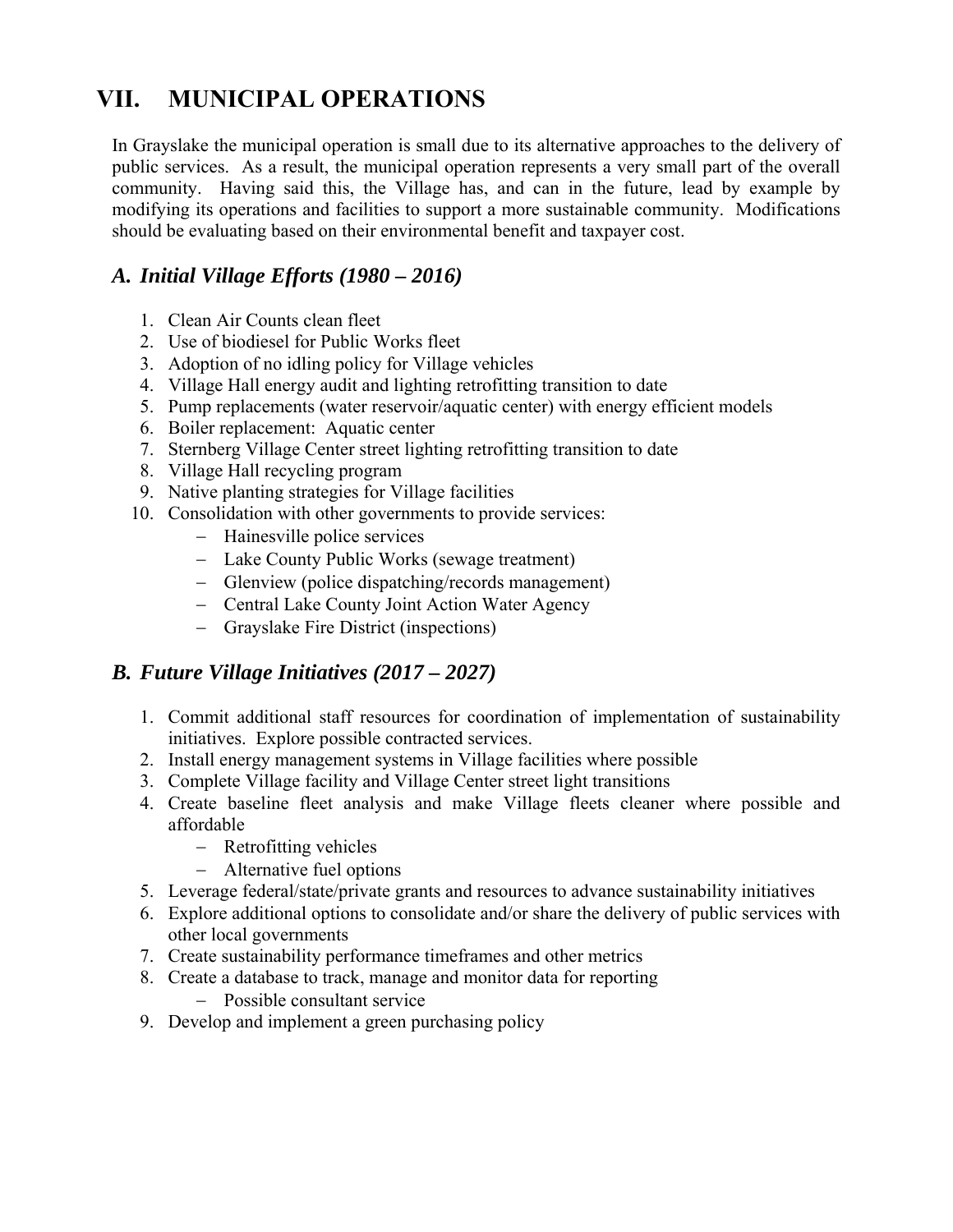# VII. MUNICIPAL OPERATIONS

In Grayslake the municipal operation is small due to its alternative approaches to the delivery of public services. As a result, the municipal operation represents a very small part of the overall community. Having said this, the Village has, and can in the future, lead by example by modifying its operations and facilities to support a more sustainable community. Modifications should be evaluating based on their environmental benefit and taxpayer cost.

## *A. Initial Village Efforts (1980 – 2016)*

1. Clean Air Counts clean fleet
2. Use of biodiesel for Public Works fleet
3. Adoption of no idling policy for Village vehicles
4. Village Hall energy audit and lighting retrofitting transition to date
5. Pump replacements (water reservoir/aquatic center) with energy efficient models
6. Boiler replacement: Aquatic center
7. Sternberg Village Center street lighting retrofitting transition to date
8. Village Hall recycling program
9. Native planting strategies for Village facilities
10. Consolidation with other governments to provide services:
    - Hainesville police services
    - Lake County Public Works (sewage treatment)
    - Glenview (police dispatching/records management)
    - Central Lake County Joint Action Water Agency
    - Grayslake Fire District (inspections)

## *B. Future Village Initiatives (2017 – 2027)*

1. Commit additional staff resources for coordination of implementation of sustainability initiatives. Explore possible contracted services.
2. Install energy management systems in Village facilities where possible
3. Complete Village facility and Village Center street light transitions
4. Create baseline fleet analysis and make Village fleets cleaner where possible and affordable
    - Retrofitting vehicles
    - Alternative fuel options
5. Leverage federal/state/private grants and resources to advance sustainability initiatives
6. Explore additional options to consolidate and/or share the delivery of public services with other local governments
7. Create sustainability performance timeframes and other metrics
8. Create a database to track, manage and monitor data for reporting
    - Possible consultant service
9. Develop and implement a green purchasing policy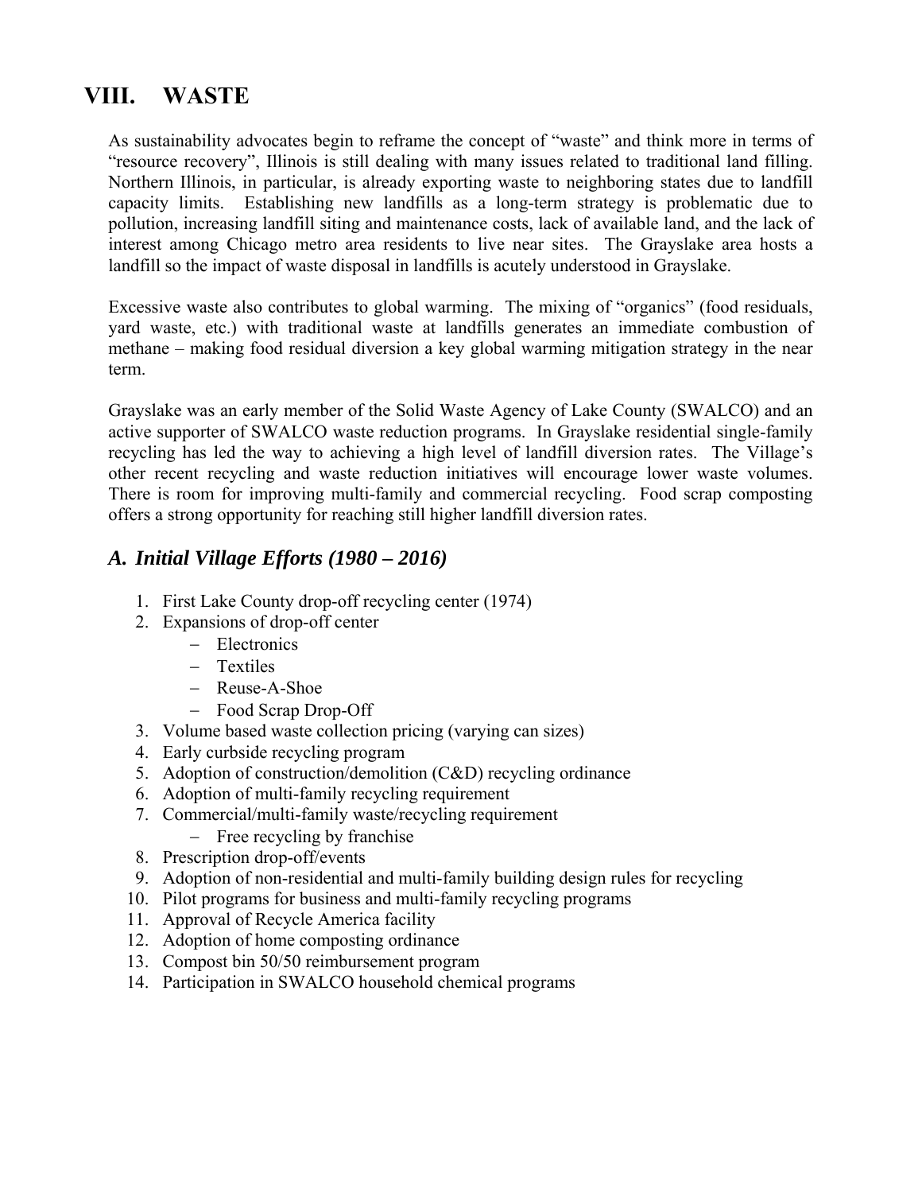# VIII. WASTE

As sustainability advocates begin to reframe the concept of "waste" and think more in terms of "resource recovery", Illinois is still dealing with many issues related to traditional land filling. Northern Illinois, in particular, is already exporting waste to neighboring states due to landfill capacity limits. Establishing new landfills as a long-term strategy is problematic due to pollution, increasing landfill siting and maintenance costs, lack of available land, and the lack of interest among Chicago metro area residents to live near sites. The Grayslake area hosts a landfill so the impact of waste disposal in landfills is acutely understood in Grayslake.

Excessive waste also contributes to global warming. The mixing of "organics" (food residuals, yard waste, etc.) with traditional waste at landfills generates an immediate combustion of methane – making food residual diversion a key global warming mitigation strategy in the near term.

Grayslake was an early member of the Solid Waste Agency of Lake County (SWALCO) and an active supporter of SWALCO waste reduction programs. In Grayslake residential single-family recycling has led the way to achieving a high level of landfill diversion rates. The Village's other recent recycling and waste reduction initiatives will encourage lower waste volumes. There is room for improving multi-family and commercial recycling. Food scrap composting offers a strong opportunity for reaching still higher landfill diversion rates.

## *A. Initial Village Efforts (1980 – 2016)*

1. First Lake County drop-off recycling center (1974)
2. Expansions of drop-off center
   - Electronics
   - Textiles
   - Reuse-A-Shoe
   - Food Scrap Drop-Off
3. Volume based waste collection pricing (varying can sizes)
4. Early curbside recycling program
5. Adoption of construction/demolition (C&D) recycling ordinance
6. Adoption of multi-family recycling requirement
7. Commercial/multi-family waste/recycling requirement
   - Free recycling by franchise
8. Prescription drop-off/events
9. Adoption of non-residential and multi-family building design rules for recycling
10. Pilot programs for business and multi-family recycling programs
11. Approval of Recycle America facility
12. Adoption of home composting ordinance
13. Compost bin 50/50 reimbursement program
14. Participation in SWALCO household chemical programs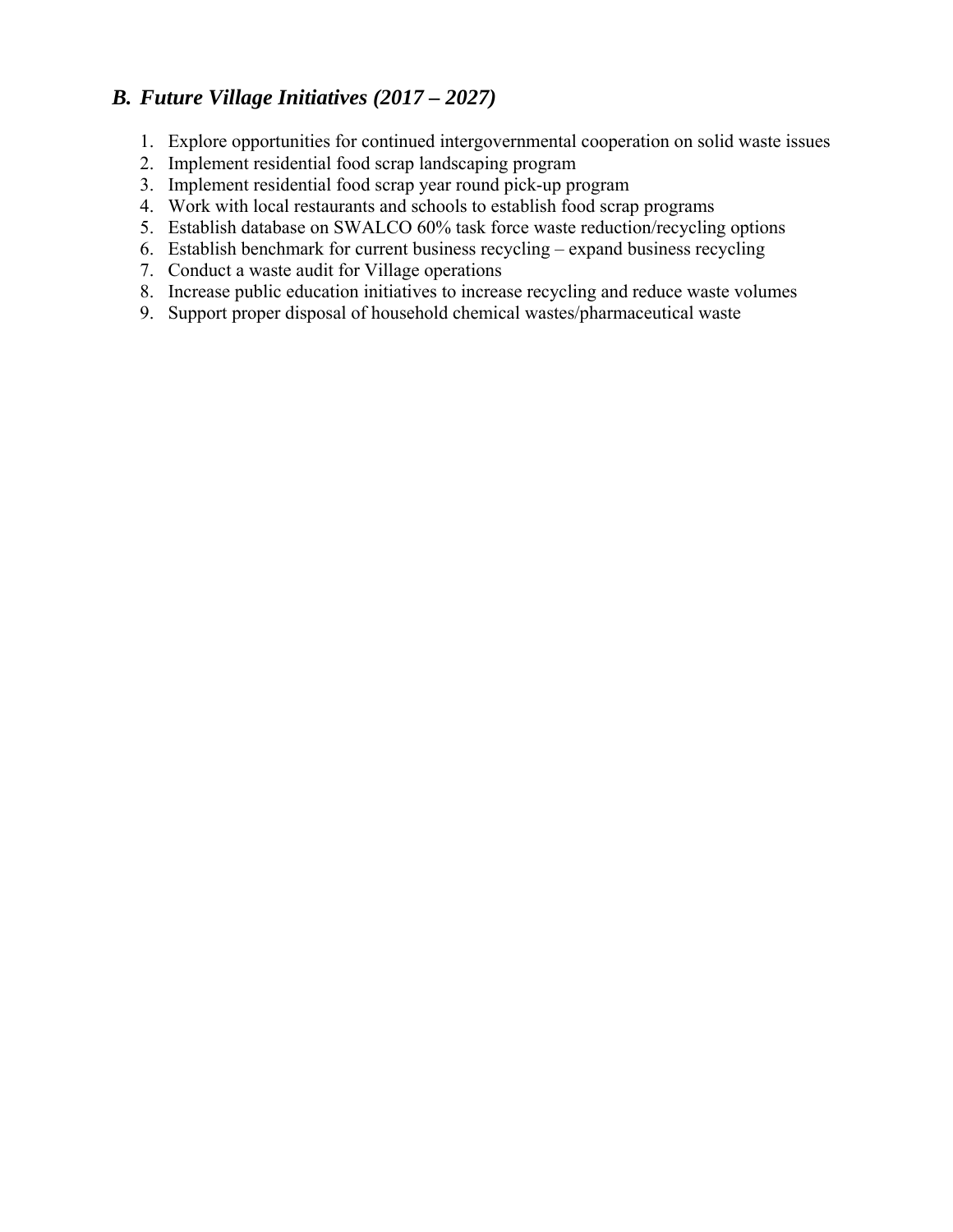## *B. Future Village Initiatives (2017 – 2027)*

1. Explore opportunities for continued intergovernmental cooperation on solid waste issues
2. Implement residential food scrap landscaping program
3. Implement residential food scrap year round pick-up program
4. Work with local restaurants and schools to establish food scrap programs
5. Establish database on SWALCO 60% task force waste reduction/recycling options
6. Establish benchmark for current business recycling – expand business recycling
7. Conduct a waste audit for Village operations
8. Increase public education initiatives to increase recycling and reduce waste volumes
9. Support proper disposal of household chemical wastes/pharmaceutical waste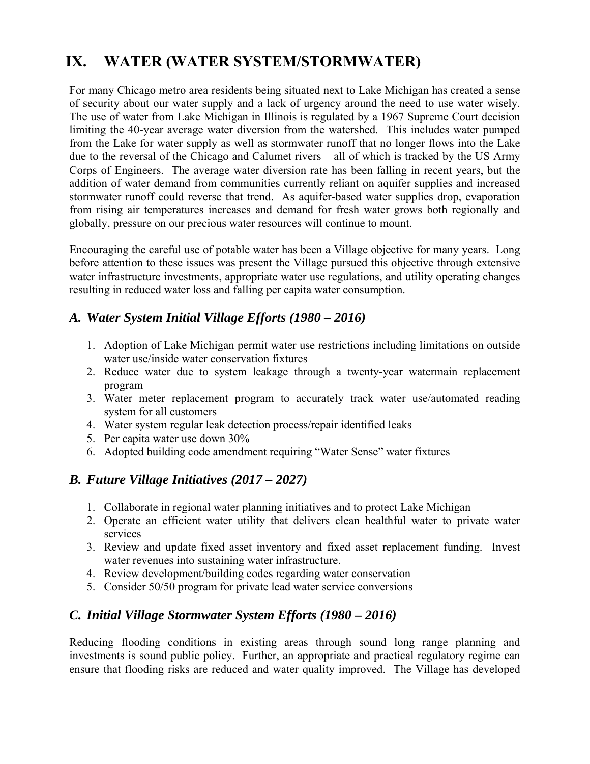# IX. WATER (WATER SYSTEM/STORMWATER)

For many Chicago metro area residents being situated next to Lake Michigan has created a sense of security about our water supply and a lack of urgency around the need to use water wisely. The use of water from Lake Michigan in Illinois is regulated by a 1967 Supreme Court decision limiting the 40-year average water diversion from the watershed. This includes water pumped from the Lake for water supply as well as stormwater runoff that no longer flows into the Lake due to the reversal of the Chicago and Calumet rivers – all of which is tracked by the US Army Corps of Engineers. The average water diversion rate has been falling in recent years, but the addition of water demand from communities currently reliant on aquifer supplies and increased stormwater runoff could reverse that trend. As aquifer-based water supplies drop, evaporation from rising air temperatures increases and demand for fresh water grows both regionally and globally, pressure on our precious water resources will continue to mount.

Encouraging the careful use of potable water has been a Village objective for many years. Long before attention to these issues was present the Village pursued this objective through extensive water infrastructure investments, appropriate water use regulations, and utility operating changes resulting in reduced water loss and falling per capita water consumption.

## *A. Water System Initial Village Efforts (1980 – 2016)*

1. Adoption of Lake Michigan permit water use restrictions including limitations on outside water use/inside water conservation fixtures
2. Reduce water due to system leakage through a twenty-year watermain replacement program
3. Water meter replacement program to accurately track water use/automated reading system for all customers
4. Water system regular leak detection process/repair identified leaks
5. Per capita water use down 30%
6. Adopted building code amendment requiring "Water Sense" water fixtures

## *B. Future Village Initiatives (2017 – 2027)*

1. Collaborate in regional water planning initiatives and to protect Lake Michigan
2. Operate an efficient water utility that delivers clean healthful water to private water services
3. Review and update fixed asset inventory and fixed asset replacement funding. Invest water revenues into sustaining water infrastructure.
4. Review development/building codes regarding water conservation
5. Consider 50/50 program for private lead water service conversions

## *C. Initial Village Stormwater System Efforts (1980 – 2016)*

Reducing flooding conditions in existing areas through sound long range planning and investments is sound public policy. Further, an appropriate and practical regulatory regime can ensure that flooding risks are reduced and water quality improved. The Village has developed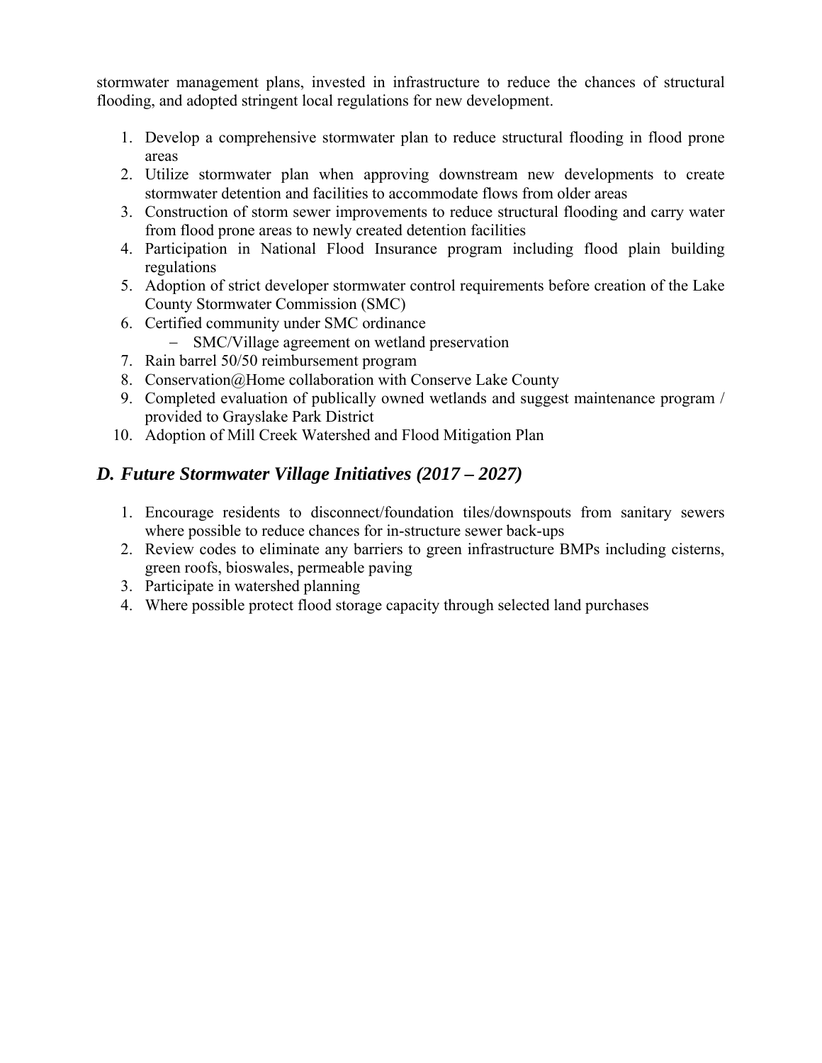stormwater management plans, invested in infrastructure to reduce the chances of structural flooding, and adopted stringent local regulations for new development.

1. Develop a comprehensive stormwater plan to reduce structural flooding in flood prone areas
2. Utilize stormwater plan when approving downstream new developments to create stormwater detention and facilities to accommodate flows from older areas
3. Construction of storm sewer improvements to reduce structural flooding and carry water from flood prone areas to newly created detention facilities
4. Participation in National Flood Insurance program including flood plain building regulations
5. Adoption of strict developer stormwater control requirements before creation of the Lake County Stormwater Commission (SMC)
6. Certified community under SMC ordinance
   - SMC/Village agreement on wetland preservation
7. Rain barrel 50/50 reimbursement program
8. Conservation@Home collaboration with Conserve Lake County
9. Completed evaluation of publically owned wetlands and suggest maintenance program / provided to Grayslake Park District
10. Adoption of Mill Creek Watershed and Flood Mitigation Plan

## *D. Future Stormwater Village Initiatives (2017 – 2027)*

1. Encourage residents to disconnect/foundation tiles/downspouts from sanitary sewers where possible to reduce chances for in-structure sewer back-ups
2. Review codes to eliminate any barriers to green infrastructure BMPs including cisterns, green roofs, bioswales, permeable paving
3. Participate in watershed planning
4. Where possible protect flood storage capacity through selected land purchases